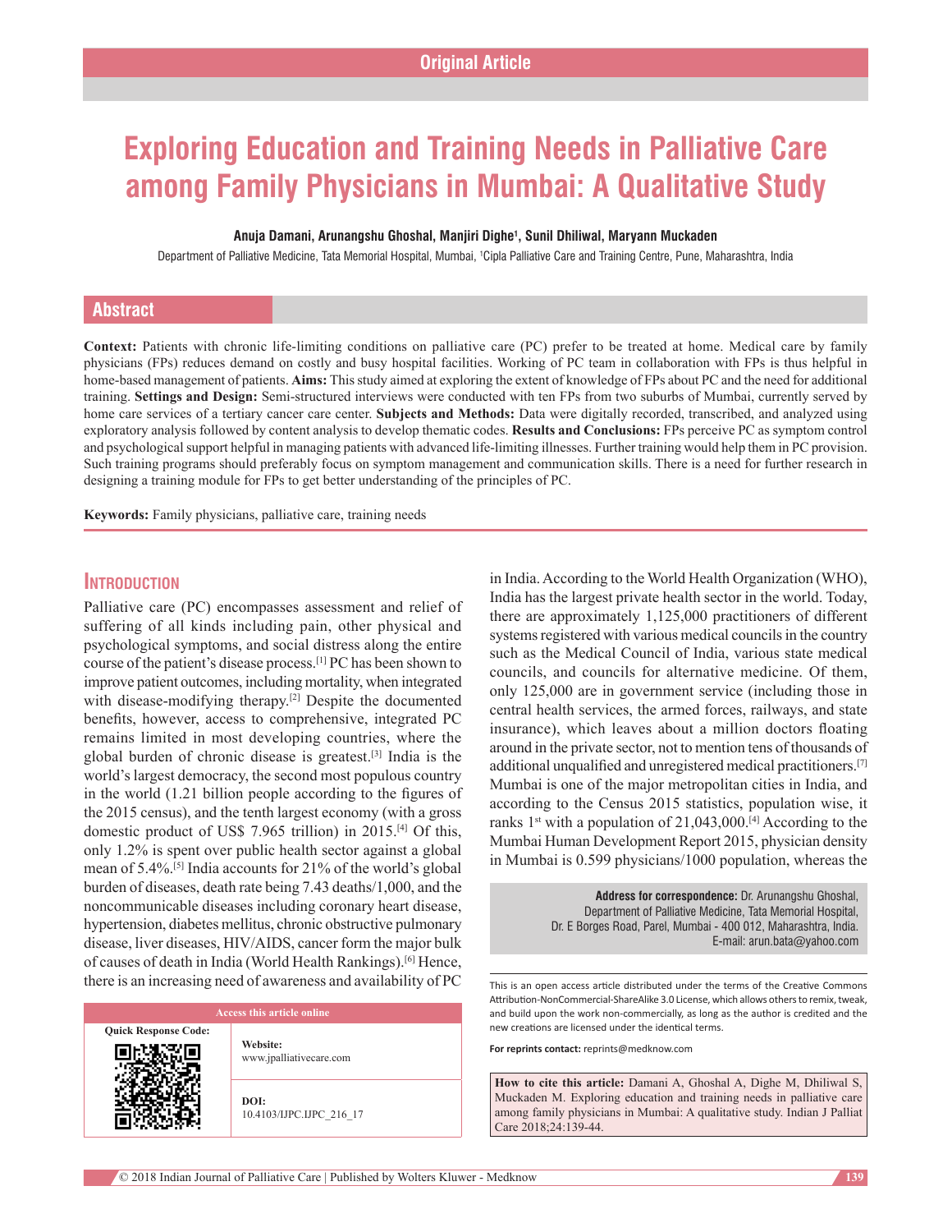Original Article

# Exploring Education and Training Needs in Palliative Care among Family Physicians in Mumbai: A Qualitative Study

**Anuja Damani, Arunangshu Ghoshal, Manjiri Dighe[1], Sunil Dhiliwal, Maryann Muckaden**

Department of Palliative Medicine, Tata Memorial Hospital, Mumbai, [1]Cipla Palliative Care and Training Centre, Pune, Maharashtra, India

## Abstract

**Context:** Patients with chronic life-limiting conditions on palliative care (PC) prefer to be treated at home. Medical care by family physicians (FPs) reduces demand on costly and busy hospital facilities. Working of PC team in collaboration with FPs is thus helpful in home-based management of patients. **Aims:** This study aimed at exploring the extent of knowledge of FPs about PC and the need for additional training. **Settings and Design:** Semi-structured interviews were conducted with ten FPs from two suburbs of Mumbai, currently served by home care services of a tertiary cancer care center. **Subjects and Methods:** Data were digitally recorded, transcribed, and analyzed using exploratory analysis followed by content analysis to develop thematic codes. **Results and Conclusions:** FPs perceive PC as symptom control and psychological support helpful in managing patients with advanced life-limiting illnesses. Further training would help them in PC provision. Such training programs should preferably focus on symptom management and communication skills. There is a need for further research in designing a training module for FPs to get better understanding of the principles of PC.

**Keywords:** Family physicians, palliative care, training needs

## Introduction

Palliative care (PC) encompasses assessment and relief of suffering of all kinds including pain, other physical and psychological symptoms, and social distress along the entire course of the patient's disease process.[1] PC has been shown to improve patient outcomes, including mortality, when integrated with disease-modifying therapy.[2] Despite the documented benefits, however, access to comprehensive, integrated PC remains limited in most developing countries, where the global burden of chronic disease is greatest.[3] India is the world's largest democracy, the second most populous country in the world (1.21 billion people according to the figures of the 2015 census), and the tenth largest economy (with a gross domestic product of US$ 7.965 trillion) in 2015.[4] Of this, only 1.2% is spent over public health sector against a global mean of 5.4%.[5] India accounts for 21% of the world's global burden of diseases, death rate being 7.43 deaths/1,000, and the noncommunicable diseases including coronary heart disease, hypertension, diabetes mellitus, chronic obstructive pulmonary disease, liver diseases, HIV/AIDS, cancer form the major bulk of causes of death in India (World Health Rankings).[6] Hence, there is an increasing need of awareness and availability of PC in India. According to the World Health Organization (WHO), India has the largest private health sector in the world. Today, there are approximately 1,125,000 practitioners of different systems registered with various medical councils in the country such as the Medical Council of India, various state medical councils, and councils for alternative medicine. Of them, only 125,000 are in government service (including those in central health services, the armed forces, railways, and state insurance), which leaves about a million doctors floating around in the private sector, not to mention tens of thousands of additional unqualified and unregistered medical practitioners.[7] Mumbai is one of the major metropolitan cities in India, and according to the Census 2015 statistics, population wise, it ranks 1st with a population of 21,043,000.[4] According to the Mumbai Human Development Report 2015, physician density in Mumbai is 0.599 physicians/1000 population, whereas the

**Address for correspondence:** Dr. Arunangshu Ghoshal, Department of Palliative Medicine, Tata Memorial Hospital, Dr. E Borges Road, Parel, Mumbai - 400 012, Maharashtra, India. E-mail: arun.bata@yahoo.com

| Access this article online | |
|---|---|
| Quick Response Code: | Website: www.jpalliativecare.com |
| | DOI: 10.4103/IJPC.IJPC_216_17 |

This is an open access article distributed under the terms of the Creative Commons Attribution-NonCommercial-ShareAlike 3.0 License, which allows others to remix, tweak, and build upon the work non-commercially, as long as the author is credited and the new creations are licensed under the identical terms.

**For reprints contact:** reprints@medknow.com

**How to cite this article:** Damani A, Ghoshal A, Dighe M, Dhiliwal S, Muckaden M. Exploring education and training needs in palliative care among family physicians in Mumbai: A qualitative study. Indian J Palliat Care 2018;24:139-44.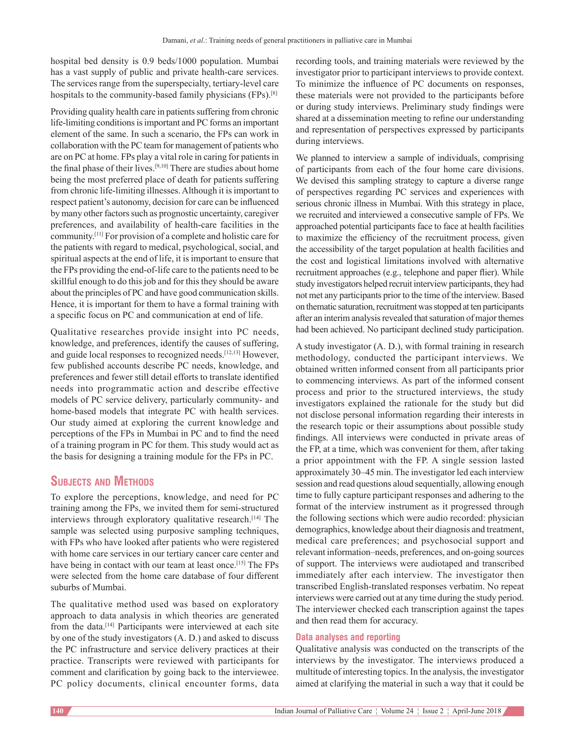hospital bed density is 0.9 beds/1000 population. Mumbai has a vast supply of public and private health-care services. The services range from the superspecialty, tertiary-level care hospitals to the community-based family physicians (FPs).[8]

Providing quality health care in patients suffering from chronic life-limiting conditions is important and PC forms an important element of the same. In such a scenario, the FPs can work in collaboration with the PC team for management of patients who are on PC at home. FPs play a vital role in caring for patients in the final phase of their lives.[9,10] There are studies about home being the most preferred place of death for patients suffering from chronic life-limiting illnesses. Although it is important to respect patient's autonomy, decision for care can be influenced by many other factors such as prognostic uncertainty, caregiver preferences, and availability of health-care facilities in the community.[11] For provision of a complete and holistic care for the patients with regard to medical, psychological, social, and spiritual aspects at the end of life, it is important to ensure that the FPs providing the end-of-life care to the patients need to be skillful enough to do this job and for this they should be aware about the principles of PC and have good communication skills. Hence, it is important for them to have a formal training with a specific focus on PC and communication at end of life.

Qualitative researches provide insight into PC needs, knowledge, and preferences, identify the causes of suffering, and guide local responses to recognized needs.[12,13] However, few published accounts describe PC needs, knowledge, and preferences and fewer still detail efforts to translate identified needs into programmatic action and describe effective models of PC service delivery, particularly community- and home-based models that integrate PC with health services. Our study aimed at exploring the current knowledge and perceptions of the FPs in Mumbai in PC and to find the need of a training program in PC for them. This study would act as the basis for designing a training module for the FPs in PC.

## Subjects and Methods

To explore the perceptions, knowledge, and need for PC training among the FPs, we invited them for semi-structured interviews through exploratory qualitative research.[14] The sample was selected using purposive sampling techniques, with FPs who have looked after patients who were registered with home care services in our tertiary cancer care center and have being in contact with our team at least once.[15] The FPs were selected from the home care database of four different suburbs of Mumbai.

The qualitative method used was based on exploratory approach to data analysis in which theories are generated from the data.[14] Participants were interviewed at each site by one of the study investigators (A. D.) and asked to discuss the PC infrastructure and service delivery practices at their practice. Transcripts were reviewed with participants for comment and clarification by going back to the interviewee. PC policy documents, clinical encounter forms, data recording tools, and training materials were reviewed by the investigator prior to participant interviews to provide context. To minimize the influence of PC documents on responses, these materials were not provided to the participants before or during study interviews. Preliminary study findings were shared at a dissemination meeting to refine our understanding and representation of perspectives expressed by participants during interviews.

We planned to interview a sample of individuals, comprising of participants from each of the four home care divisions. We devised this sampling strategy to capture a diverse range of perspectives regarding PC services and experiences with serious chronic illness in Mumbai. With this strategy in place, we recruited and interviewed a consecutive sample of FPs. We approached potential participants face to face at health facilities to maximize the efficiency of the recruitment process, given the accessibility of the target population at health facilities and the cost and logistical limitations involved with alternative recruitment approaches (e.g., telephone and paper flier). While study investigators helped recruit interview participants, they had not met any participants prior to the time of the interview. Based on thematic saturation, recruitment was stopped at ten participants after an interim analysis revealed that saturation of major themes had been achieved. No participant declined study participation.

A study investigator (A. D.), with formal training in research methodology, conducted the participant interviews. We obtained written informed consent from all participants prior to commencing interviews. As part of the informed consent process and prior to the structured interviews, the study investigators explained the rationale for the study but did not disclose personal information regarding their interests in the research topic or their assumptions about possible study findings. All interviews were conducted in private areas of the FP, at a time, which was convenient for them, after taking a prior appointment with the FP. A single session lasted approximately 30–45 min. The investigator led each interview session and read questions aloud sequentially, allowing enough time to fully capture participant responses and adhering to the format of the interview instrument as it progressed through the following sections which were audio recorded: physician demographics, knowledge about their diagnosis and treatment, medical care preferences; and psychosocial support and relevant information–needs, preferences, and on-going sources of support. The interviews were audiotaped and transcribed immediately after each interview. The investigator then transcribed English-translated responses verbatim. No repeat interviews were carried out at any time during the study period. The interviewer checked each transcription against the tapes and then read them for accuracy.

### Data analyses and reporting

Qualitative analysis was conducted on the transcripts of the interviews by the investigator. The interviews produced a multitude of interesting topics. In the analysis, the investigator aimed at clarifying the material in such a way that it could be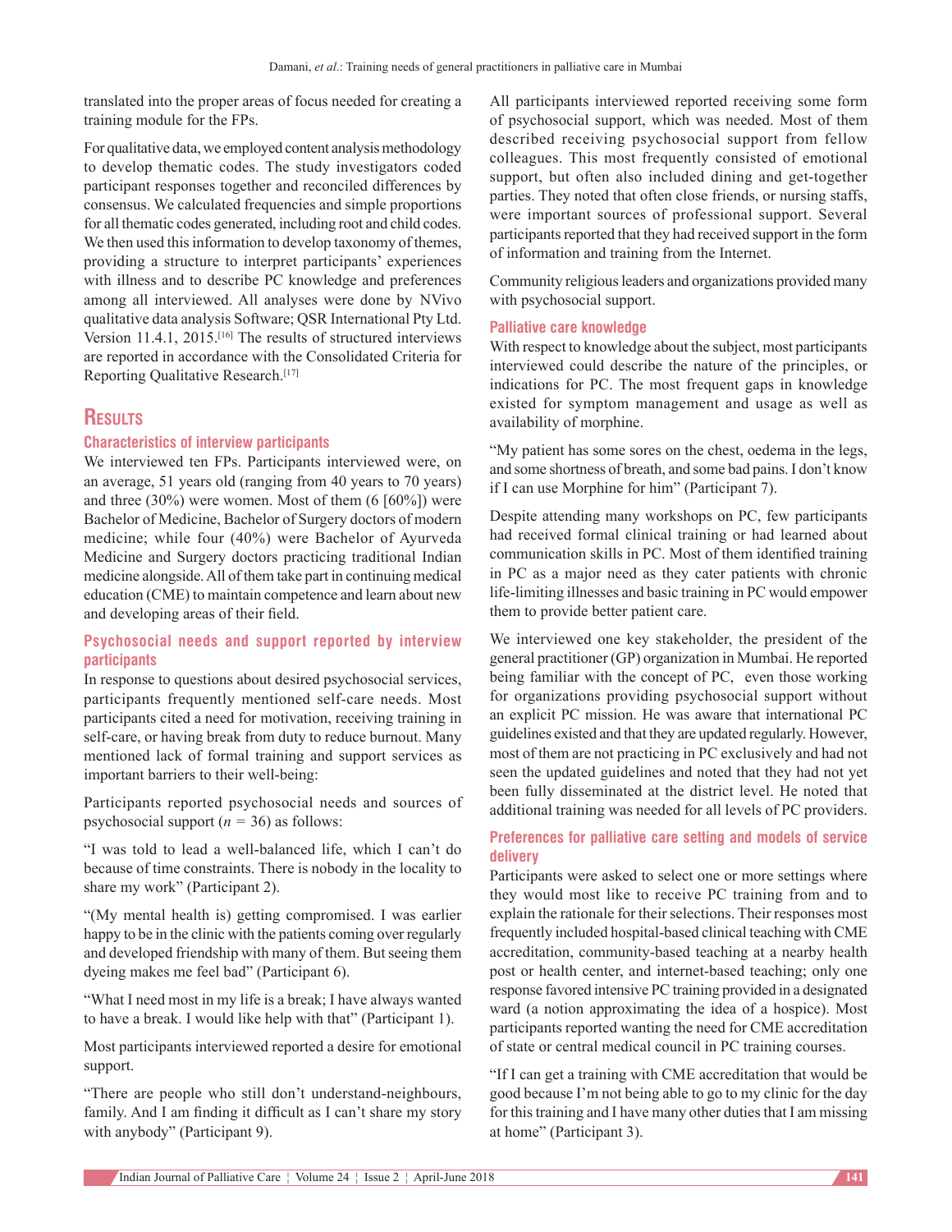translated into the proper areas of focus needed for creating a training module for the FPs.

For qualitative data, we employed content analysis methodology to develop thematic codes. The study investigators coded participant responses together and reconciled differences by consensus. We calculated frequencies and simple proportions for all thematic codes generated, including root and child codes. We then used this information to develop taxonomy of themes, providing a structure to interpret participants' experiences with illness and to describe PC knowledge and preferences among all interviewed. All analyses were done by NVivo qualitative data analysis Software; QSR International Pty Ltd. Version 11.4.1, 2015.[16] The results of structured interviews are reported in accordance with the Consolidated Criteria for Reporting Qualitative Research.[17]

## Results

### Characteristics of interview participants

We interviewed ten FPs. Participants interviewed were, on an average, 51 years old (ranging from 40 years to 70 years) and three (30%) were women. Most of them (6 [60%]) were Bachelor of Medicine, Bachelor of Surgery doctors of modern medicine; while four (40%) were Bachelor of Ayurveda Medicine and Surgery doctors practicing traditional Indian medicine alongside. All of them take part in continuing medical education (CME) to maintain competence and learn about new and developing areas of their field.

### Psychosocial needs and support reported by interview participants

In response to questions about desired psychosocial services, participants frequently mentioned self-care needs. Most participants cited a need for motivation, receiving training in self-care, or having break from duty to reduce burnout. Many mentioned lack of formal training and support services as important barriers to their well-being:

Participants reported psychosocial needs and sources of psychosocial support ($n$ = 36) as follows:

"I was told to lead a well-balanced life, which I can't do because of time constraints. There is nobody in the locality to share my work" (Participant 2).

"(My mental health is) getting compromised. I was earlier happy to be in the clinic with the patients coming over regularly and developed friendship with many of them. But seeing them dyeing makes me feel bad" (Participant 6).

"What I need most in my life is a break; I have always wanted to have a break. I would like help with that" (Participant 1).

Most participants interviewed reported a desire for emotional support.

"There are people who still don't understand-neighbours, family. And I am finding it difficult as I can't share my story with anybody" (Participant 9).

All participants interviewed reported receiving some form of psychosocial support, which was needed. Most of them described receiving psychosocial support from fellow colleagues. This most frequently consisted of emotional support, but often also included dining and get-together parties. They noted that often close friends, or nursing staffs, were important sources of professional support. Several participants reported that they had received support in the form of information and training from the Internet.

Community religious leaders and organizations provided many with psychosocial support.

### Palliative care knowledge

With respect to knowledge about the subject, most participants interviewed could describe the nature of the principles, or indications for PC. The most frequent gaps in knowledge existed for symptom management and usage as well as availability of morphine.

"My patient has some sores on the chest, oedema in the legs, and some shortness of breath, and some bad pains. I don't know if I can use Morphine for him" (Participant 7).

Despite attending many workshops on PC, few participants had received formal clinical training or had learned about communication skills in PC. Most of them identified training in PC as a major need as they cater patients with chronic life-limiting illnesses and basic training in PC would empower them to provide better patient care.

We interviewed one key stakeholder, the president of the general practitioner (GP) organization in Mumbai. He reported being familiar with the concept of PC, even those working for organizations providing psychosocial support without an explicit PC mission. He was aware that international PC guidelines existed and that they are updated regularly. However, most of them are not practicing in PC exclusively and had not seen the updated guidelines and noted that they had not yet been fully disseminated at the district level. He noted that additional training was needed for all levels of PC providers.

### Preferences for palliative care setting and models of service delivery

Participants were asked to select one or more settings where they would most like to receive PC training from and to explain the rationale for their selections. Their responses most frequently included hospital-based clinical teaching with CME accreditation, community-based teaching at a nearby health post or health center, and internet-based teaching; only one response favored intensive PC training provided in a designated ward (a notion approximating the idea of a hospice). Most participants reported wanting the need for CME accreditation of state or central medical council in PC training courses.

"If I can get a training with CME accreditation that would be good because I'm not being able to go to my clinic for the day for this training and I have many other duties that I am missing at home" (Participant 3).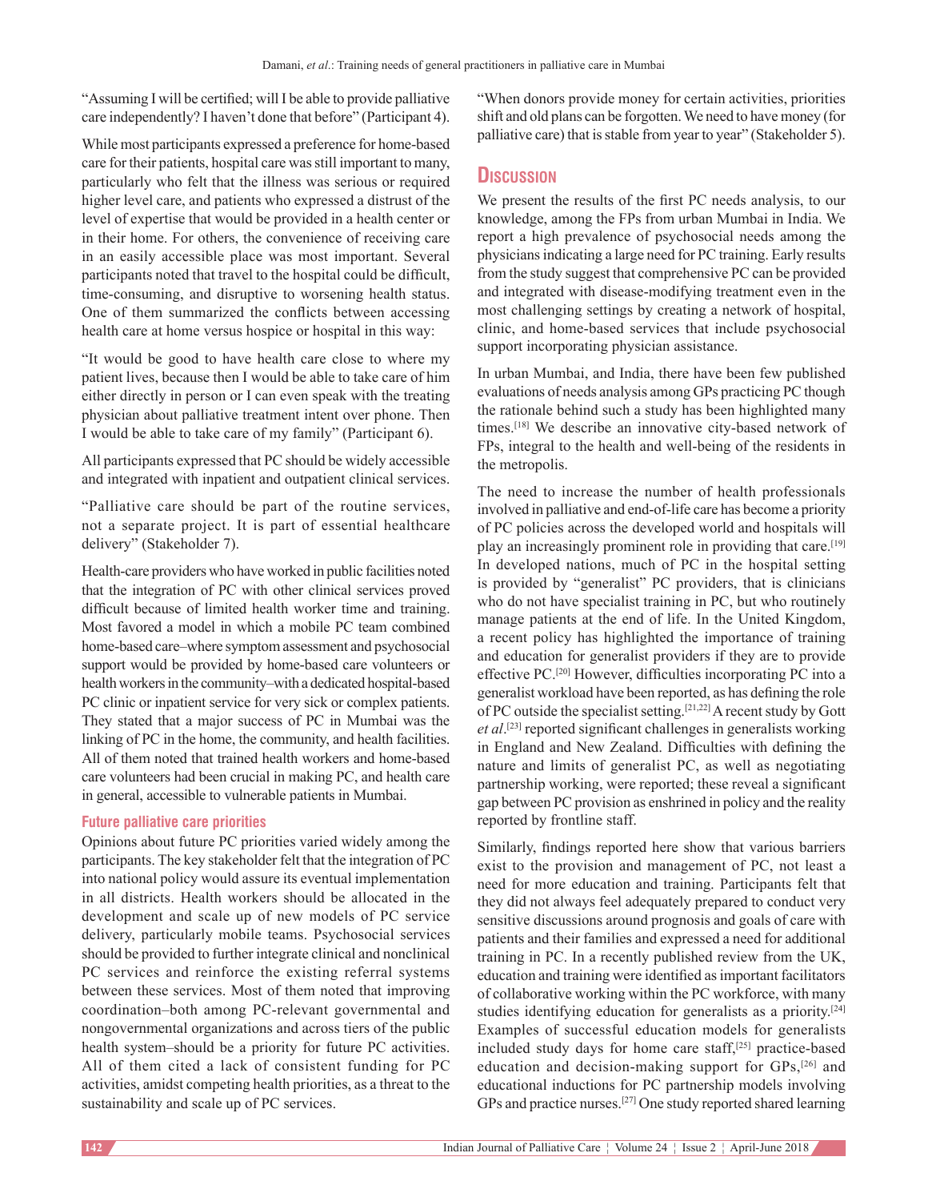"Assuming I will be certified; will I be able to provide palliative care independently? I haven't done that before" (Participant 4).

While most participants expressed a preference for home-based care for their patients, hospital care was still important to many, particularly who felt that the illness was serious or required higher level care, and patients who expressed a distrust of the level of expertise that would be provided in a health center or in their home. For others, the convenience of receiving care in an easily accessible place was most important. Several participants noted that travel to the hospital could be difficult, time-consuming, and disruptive to worsening health status. One of them summarized the conflicts between accessing health care at home versus hospice or hospital in this way:

"It would be good to have health care close to where my patient lives, because then I would be able to take care of him either directly in person or I can even speak with the treating physician about palliative treatment intent over phone. Then I would be able to take care of my family" (Participant 6).

All participants expressed that PC should be widely accessible and integrated with inpatient and outpatient clinical services.

"Palliative care should be part of the routine services, not a separate project. It is part of essential healthcare delivery" (Stakeholder 7).

Health-care providers who have worked in public facilities noted that the integration of PC with other clinical services proved difficult because of limited health worker time and training. Most favored a model in which a mobile PC team combined home-based care–where symptom assessment and psychosocial support would be provided by home-based care volunteers or health workers in the community–with a dedicated hospital-based PC clinic or inpatient service for very sick or complex patients. They stated that a major success of PC in Mumbai was the linking of PC in the home, the community, and health facilities. All of them noted that trained health workers and home-based care volunteers had been crucial in making PC, and health care in general, accessible to vulnerable patients in Mumbai.

### Future palliative care priorities

Opinions about future PC priorities varied widely among the participants. The key stakeholder felt that the integration of PC into national policy would assure its eventual implementation in all districts. Health workers should be allocated in the development and scale up of new models of PC service delivery, particularly mobile teams. Psychosocial services should be provided to further integrate clinical and nonclinical PC services and reinforce the existing referral systems between these services. Most of them noted that improving coordination–both among PC-relevant governmental and nongovernmental organizations and across tiers of the public health system–should be a priority for future PC activities. All of them cited a lack of consistent funding for PC activities, amidst competing health priorities, as a threat to the sustainability and scale up of PC services.

"When donors provide money for certain activities, priorities shift and old plans can be forgotten. We need to have money (for palliative care) that is stable from year to year" (Stakeholder 5).

## Discussion

We present the results of the first PC needs analysis, to our knowledge, among the FPs from urban Mumbai in India. We report a high prevalence of psychosocial needs among the physicians indicating a large need for PC training. Early results from the study suggest that comprehensive PC can be provided and integrated with disease-modifying treatment even in the most challenging settings by creating a network of hospital, clinic, and home-based services that include psychosocial support incorporating physician assistance.

In urban Mumbai, and India, there have been few published evaluations of needs analysis among GPs practicing PC though the rationale behind such a study has been highlighted many times.[18] We describe an innovative city-based network of FPs, integral to the health and well-being of the residents in the metropolis.

The need to increase the number of health professionals involved in palliative and end-of-life care has become a priority of PC policies across the developed world and hospitals will play an increasingly prominent role in providing that care.[19] In developed nations, much of PC in the hospital setting is provided by "generalist" PC providers, that is clinicians who do not have specialist training in PC, but who routinely manage patients at the end of life. In the United Kingdom, a recent policy has highlighted the importance of training and education for generalist providers if they are to provide effective PC.[20] However, difficulties incorporating PC into a generalist workload have been reported, as has defining the role of PC outside the specialist setting.[21,22] A recent study by Gott *et al*.[23] reported significant challenges in generalists working in England and New Zealand. Difficulties with defining the nature and limits of generalist PC, as well as negotiating partnership working, were reported; these reveal a significant gap between PC provision as enshrined in policy and the reality reported by frontline staff.

Similarly, findings reported here show that various barriers exist to the provision and management of PC, not least a need for more education and training. Participants felt that they did not always feel adequately prepared to conduct very sensitive discussions around prognosis and goals of care with patients and their families and expressed a need for additional training in PC. In a recently published review from the UK, education and training were identified as important facilitators of collaborative working within the PC workforce, with many studies identifying education for generalists as a priority.[24] Examples of successful education models for generalists included study days for home care staff,[25] practice-based education and decision-making support for GPs,[26] and educational inductions for PC partnership models involving GPs and practice nurses.[27] One study reported shared learning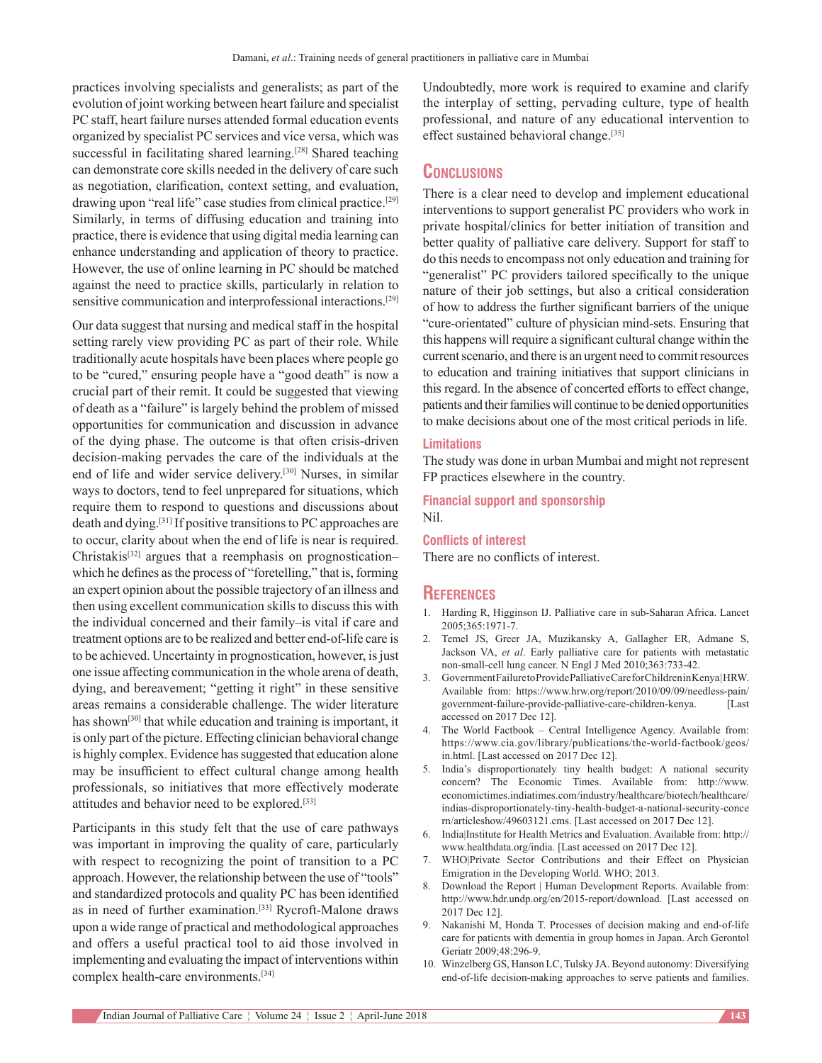practices involving specialists and generalists; as part of the evolution of joint working between heart failure and specialist PC staff, heart failure nurses attended formal education events organized by specialist PC services and vice versa, which was successful in facilitating shared learning.[28] Shared teaching can demonstrate core skills needed in the delivery of care such as negotiation, clarification, context setting, and evaluation, drawing upon "real life" case studies from clinical practice.[29] Similarly, in terms of diffusing education and training into practice, there is evidence that using digital media learning can enhance understanding and application of theory to practice. However, the use of online learning in PC should be matched against the need to practice skills, particularly in relation to sensitive communication and interprofessional interactions.[29]

Our data suggest that nursing and medical staff in the hospital setting rarely view providing PC as part of their role. While traditionally acute hospitals have been places where people go to be "cured," ensuring people have a "good death" is now a crucial part of their remit. It could be suggested that viewing of death as a "failure" is largely behind the problem of missed opportunities for communication and discussion in advance of the dying phase. The outcome is that often crisis-driven decision-making pervades the care of the individuals at the end of life and wider service delivery.[30] Nurses, in similar ways to doctors, tend to feel unprepared for situations, which require them to respond to questions and discussions about death and dying.[31] If positive transitions to PC approaches are to occur, clarity about when the end of life is near is required. Christakis[32] argues that a reemphasis on prognostication–which he defines as the process of "foretelling," that is, forming an expert opinion about the possible trajectory of an illness and then using excellent communication skills to discuss this with the individual concerned and their family–is vital if care and treatment options are to be realized and better end-of-life care is to be achieved. Uncertainty in prognostication, however, is just one issue affecting communication in the whole arena of death, dying, and bereavement; "getting it right" in these sensitive areas remains a considerable challenge. The wider literature has shown[30] that while education and training is important, it is only part of the picture. Effecting clinician behavioral change is highly complex. Evidence has suggested that education alone may be insufficient to effect cultural change among health professionals, so initiatives that more effectively moderate attitudes and behavior need to be explored.[33]

Participants in this study felt that the use of care pathways was important in improving the quality of care, particularly with respect to recognizing the point of transition to a PC approach. However, the relationship between the use of "tools" and standardized protocols and quality PC has been identified as in need of further examination.[33] Rycroft-Malone draws upon a wide range of practical and methodological approaches and offers a useful practical tool to aid those involved in implementing and evaluating the impact of interventions within complex health-care environments.[34] Undoubtedly, more work is required to examine and clarify the interplay of setting, pervading culture, type of health professional, and nature of any educational intervention to effect sustained behavioral change.[35]

## Conclusions

There is a clear need to develop and implement educational interventions to support generalist PC providers who work in private hospital/clinics for better initiation of transition and better quality of palliative care delivery. Support for staff to do this needs to encompass not only education and training for "generalist" PC providers tailored specifically to the unique nature of their job settings, but also a critical consideration of how to address the further significant barriers of the unique "cure-orientated" culture of physician mind-sets. Ensuring that this happens will require a significant cultural change within the current scenario, and there is an urgent need to commit resources to education and training initiatives that support clinicians in this regard. In the absence of concerted efforts to effect change, patients and their families will continue to be denied opportunities to make decisions about one of the most critical periods in life.

### Limitations

The study was done in urban Mumbai and might not represent FP practices elsewhere in the country.

### Financial support and sponsorship

Nil.

### Conflicts of interest

There are no conflicts of interest.

## References

1. Harding R, Higginson IJ. Palliative care in sub-Saharan Africa. Lancet 2005;365:1971-7.
2. Temel JS, Greer JA, Muzikansky A, Gallagher ER, Admane S, Jackson VA, *et al*. Early palliative care for patients with metastatic non-small-cell lung cancer. N Engl J Med 2010;363:733-42.
3. GovernmentFailuretoProvidePalliativeCareforChildreninKenya|HRW. Available from: https://www.hrw.org/report/2010/09/09/needless-pain/government-failure-provide-palliative-care-children-kenya. [Last accessed on 2017 Dec 12].
4. The World Factbook – Central Intelligence Agency. Available from: https://www.cia.gov/library/publications/the-world-factbook/geos/in.html. [Last accessed on 2017 Dec 12].
5. India's disproportionately tiny health budget: A national security concern? The Economic Times. Available from: http://www.economictimes.indiatimes.com/industry/healthcare/biotech/healthcare/indias-disproportionately-tiny-health-budget-a-national-security-concern/articleshow/49603121.cms. [Last accessed on 2017 Dec 12].
6. India|Institute for Health Metrics and Evaluation. Available from: http://www.healthdata.org/india. [Last accessed on 2017 Dec 12].
7. WHO|Private Sector Contributions and their Effect on Physician Emigration in the Developing World. WHO; 2013.
8. Download the Report | Human Development Reports. Available from: http://www.hdr.undp.org/en/2015-report/download. [Last accessed on 2017 Dec 12].
9. Nakanishi M, Honda T. Processes of decision making and end-of-life care for patients with dementia in group homes in Japan. Arch Gerontol Geriatr 2009;48:296-9.
10. Winzelberg GS, Hanson LC, Tulsky JA. Beyond autonomy: Diversifying end-of-life decision-making approaches to serve patients and families.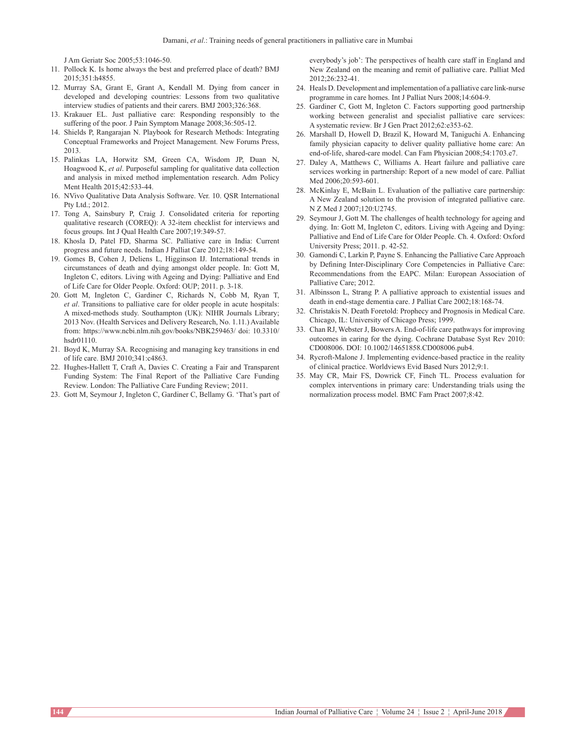J Am Geriatr Soc 2005;53:1046-50.

11. Pollock K. Is home always the best and preferred place of death? BMJ 2015;351:h4855.
12. Murray SA, Grant E, Grant A, Kendall M. Dying from cancer in developed and developing countries: Lessons from two qualitative interview studies of patients and their carers. BMJ 2003;326:368.
13. Krakauer EL. Just palliative care: Responding responsibly to the suffering of the poor. J Pain Symptom Manage 2008;36:505-12.
14. Shields P, Rangarajan N. Playbook for Research Methods: Integrating Conceptual Frameworks and Project Management. New Forums Press, 2013.
15. Palinkas LA, Horwitz SM, Green CA, Wisdom JP, Duan N, Hoagwood K, *et al*. Purposeful sampling for qualitative data collection and analysis in mixed method implementation research. Adm Policy Ment Health 2015;42:533-44.
16. NVivo Qualitative Data Analysis Software. Ver. 10. QSR International Pty Ltd.; 2012.
17. Tong A, Sainsbury P, Craig J. Consolidated criteria for reporting qualitative research (COREQ): A 32-item checklist for interviews and focus groups. Int J Qual Health Care 2007;19:349-57.
18. Khosla D, Patel FD, Sharma SC. Palliative care in India: Current progress and future needs. Indian J Palliat Care 2012;18:149-54.
19. Gomes B, Cohen J, Deliens L, Higginson IJ. International trends in circumstances of death and dying amongst older people. In: Gott M, Ingleton C, editors. Living with Ageing and Dying: Palliative and End of Life Care for Older People. Oxford: OUP; 2011. p. 3-18.
20. Gott M, Ingleton C, Gardiner C, Richards N, Cobb M, Ryan T, *et al*. Transitions to palliative care for older people in acute hospitals: A mixed-methods study. Southampton (UK): NIHR Journals Library; 2013 Nov. (Health Services and Delivery Research, No. 1.11.) Available from: https://www.ncbi.nlm.nih.gov/books/NBK259463/ doi: 10.3310/hsdr01110.
21. Boyd K, Murray SA. Recognising and managing key transitions in end of life care. BMJ 2010;341:c4863.
22. Hughes-Hallett T, Craft A, Davies C. Creating a Fair and Transparent Funding System: The Final Report of the Palliative Care Funding Review. London: The Palliative Care Funding Review; 2011.
23. Gott M, Seymour J, Ingleton C, Gardiner C, Bellamy G. 'That's part of everybody's job': The perspectives of health care staff in England and New Zealand on the meaning and remit of palliative care. Palliat Med 2012;26:232-41.
24. Heals D. Development and implementation of a palliative care link-nurse programme in care homes. Int J Palliat Nurs 2008;14:604-9.
25. Gardiner C, Gott M, Ingleton C. Factors supporting good partnership working between generalist and specialist palliative care services: A systematic review. Br J Gen Pract 2012;62:e353-62.
26. Marshall D, Howell D, Brazil K, Howard M, Taniguchi A. Enhancing family physician capacity to deliver quality palliative home care: An end-of-life, shared-care model. Can Fam Physician 2008;54:1703.e7.
27. Daley A, Matthews C, Williams A. Heart failure and palliative care services working in partnership: Report of a new model of care. Palliat Med 2006;20:593-601.
28. McKinlay E, McBain L. Evaluation of the palliative care partnership: A New Zealand solution to the provision of integrated palliative care. N Z Med J 2007;120:U2745.
29. Seymour J, Gott M. The challenges of health technology for ageing and dying. In: Gott M, Ingleton C, editors. Living with Ageing and Dying: Palliative and End of Life Care for Older People. Ch. 4. Oxford: Oxford University Press; 2011. p. 42-52.
30. Gamondi C, Larkin P, Payne S. Enhancing the Palliative Care Approach by Defining Inter-Disciplinary Core Competencies in Palliative Care: Recommendations from the EAPC. Milan: European Association of Palliative Care; 2012.
31. Albinsson L, Strang P. A palliative approach to existential issues and death in end-stage dementia care. J Palliat Care 2002;18:168-74.
32. Christakis N. Death Foretold: Prophecy and Prognosis in Medical Care. Chicago, IL: University of Chicago Press; 1999.
33. Chan RJ, Webster J, Bowers A. End-of-life care pathways for improving outcomes in caring for the dying. Cochrane Database Syst Rev 2010: CD008006. DOI: 10.1002/14651858.CD008006.pub4.
34. Rycroft-Malone J. Implementing evidence-based practice in the reality of clinical practice. Worldviews Evid Based Nurs 2012;9:1.
35. May CR, Mair FS, Dowrick CF, Finch TL. Process evaluation for complex interventions in primary care: Understanding trials using the normalization process model. BMC Fam Pract 2007;8:42.